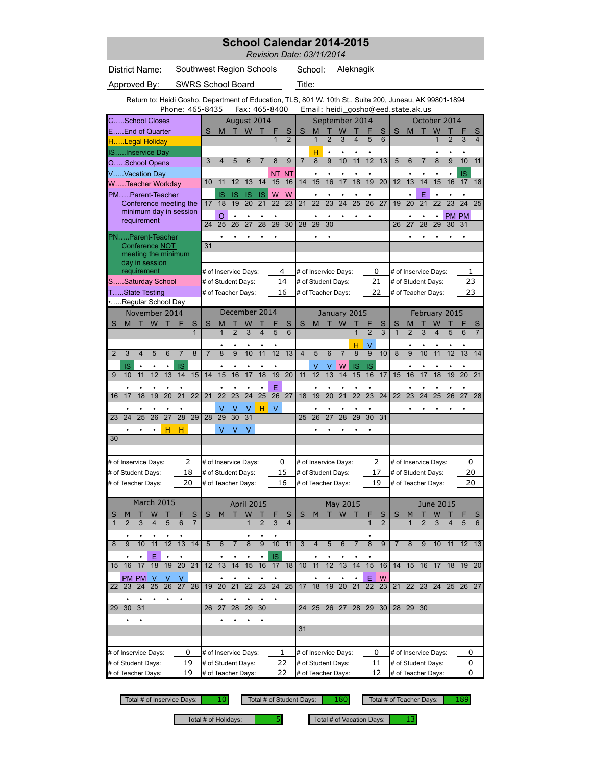# School Calendar 2014-2015

*Revision Date: 03/11/2014*

District Name: Southwest Region Schools  School: Aleknagik

Approved By: SWRS School Board  Title:

Return to: Heidi Gosho, Department of Education, TLS, 801 W. 10th St., Suite 200, Juneau, AK 99801-1894
Phone: 465-8435  Fax: 465-8400  Email: heidi_gosho@eed.state.ak.us

## Legend

- C.....School Closes
- E.....End of Quarter
- H.....Legal Holiday
- IS.....Inservice Day
- O.....School Opens
- V.....Vacation Day
- W.....Teacher Workday
- PM.....Parent-Teacher Conference meeting the minimum day in session requirement
- PN.....Parent-Teacher Conference NOT meeting the minimum day in session requirement
- S.....Saturday School
- T.....State Testing
- •.....Regular School Day

## August 2014

| S | M | T | W | T | F | S |
|---|---|---|---|---|---|---|
| | | | | | 1 | 2 |
| 3 | 4 | 5 | 6 | 7 | 8 NT | 9 NT |
| 10 | 11 IS | 12 IS | 13 IS | 14 IS | 15 W | 16 W |
| 17 | 18 O | 19 • | 20 • | 21 • | 22 • | 23 |
| 24 | 25 • | 26 • | 27 • | 28 • | 29 • | 30 |
| 31 | | | | | | |

# of Inservice Days: 4
# of Student Days: 14
# of Teacher Days: 16

## September 2014

| S | M | T | W | T | F | S |
|---|---|---|---|---|---|---|
| | 1 H | 2 • | 3 • | 4 • | 5 • | 6 |
| 7 | 8 • | 9 • | 10 • | 11 • | 12 • | 13 |
| 14 | 15 • | 16 • | 17 • | 18 • | 19 • | 20 |
| 21 | 22 • | 23 • | 24 • | 25 • | 26 • | 27 |
| 28 | 29 • | 30 • | | | | |

# of Inservice Days: 0
# of Student Days: 21
# of Teacher Days: 22

## October 2014

| S | M | T | W | T | F | S |
|---|---|---|---|---|---|---|
| | | | 1 • | 2 • | 3 • | 4 |
| 5 | 6 • | 7 • | 8 • | 9 • | 10 IS | 11 |
| 12 | 13 • | 14 E | 15 • | 16 • | 17 • | 18 |
| 19 | 20 • | 21 • | 22 • | 23 PM | 24 PM | 25 |
| 26 | 27 • | 28 • | 29 • | 30 • | 31 • | |

# of Inservice Days: 1
# of Student Days: 23
# of Teacher Days: 23

## November 2014

| S | M | T | W | T | F | S |
|---|---|---|---|---|---|---|
| | | | | | | 1 |
| 2 | 3 IS | 4 • | 5 • | 6 • | 7 IS | 8 |
| 9 | 10 • | 11 • | 12 • | 13 • | 14 • | 15 |
| 16 | 17 • | 18 • | 19 • | 20 • | 21 • | 22 |
| 23 | 24 • | 25 • | 26 • | 27 H | 28 H | 29 |
| 30 | | | | | | |

# of Inservice Days: 2
# of Student Days: 18
# of Teacher Days: 20

## December 2014

| S | M | T | W | T | F | S |
|---|---|---|---|---|---|---|
| | 1 • | 2 • | 3 • | 4 • | 5 • | 6 |
| 7 | 8 • | 9 • | 10 • | 11 • | 12 • | 13 |
| 14 | 15 • | 16 • | 17 • | 18 • | 19 E | 20 |
| 21 | 22 V | 23 V | 24 V | 25 H | 26 V | 27 |
| 28 | 29 V | 30 V | 31 V | | | |

# of Inservice Days: 0
# of Student Days: 15
# of Teacher Days: 16

## January 2015

| S | M | T | W | T | F | S |
|---|---|---|---|---|---|---|
| | | | | 1 H | 2 V | 3 |
| 4 | 5 V | 6 V | 7 W | 8 IS | 9 IS | 10 |
| 11 | 12 • | 13 • | 14 • | 15 • | 16 • | 17 |
| 18 | 19 • | 20 • | 21 • | 22 • | 23 • | 24 |
| 25 | 26 • | 27 • | 28 • | 29 • | 30 • | 31 |

# of Inservice Days: 2
# of Student Days: 17
# of Teacher Days: 19

## February 2015

| S | M | T | W | T | F | S |
|---|---|---|---|---|---|---|
| 1 | 2 • | 3 • | 4 • | 5 • | 6 • | 7 |
| 8 | 9 • | 10 • | 11 • | 12 • | 13 • | 14 |
| 15 | 16 • | 17 • | 18 • | 19 • | 20 • | 21 |
| 22 | 23 • | 24 • | 25 • | 26 • | 27 • | 28 |

# of Inservice Days: 0
# of Student Days: 20
# of Teacher Days: 20

## March 2015

| S | M | T | W | T | F | S |
|---|---|---|---|---|---|---|
| 1 | 2 • | 3 • | 4 • | 5 • | 6 • | 7 |
| 8 | 9 • | 10 • | 11 E | 12 • | 13 • | 14 |
| 15 | 16 PM | 17 PM | 18 V | 19 V | 20 V | 21 |
| 22 | 23 • | 24 • | 25 • | 26 • | 27 • | 28 |
| 29 | 30 • | 31 • | | | | |

# of Inservice Days: 0
# of Student Days: 19
# of Teacher Days: 19

## April 2015

| S | M | T | W | T | F | S |
|---|---|---|---|---|---|---|
| | | | 1 • | 2 • | 3 • | 4 |
| 5 | 6 • | 7 • | 8 • | 9 • | 10 IS | 11 |
| 12 | 13 • | 14 • | 15 • | 16 • | 17 • | 18 |
| 19 | 20 • | 21 • | 22 • | 23 • | 24 • | 25 |
| 26 | 27 • | 28 • | 29 • | 30 • | | |

# of Inservice Days: 1
# of Student Days: 22
# of Teacher Days: 22

## May 2015

| S | M | T | W | T | F | S |
|---|---|---|---|---|---|---|
| | | | | | 1 • | 2 |
| 3 | 4 • | 5 • | 6 • | 7 • | 8 • | 9 |
| 10 | 11 • | 12 • | 13 • | 14 • | 15 E | 16 W |
| 17 | 18 | 19 | 20 | 21 | 22 | 23 |
| 24 | 25 | 26 | 27 | 28 | 29 | 30 |
| 31 | | | | | | |

# of Inservice Days: 0
# of Student Days: 11
# of Teacher Days: 12

## June 2015

| S | M | T | W | T | F | S |
|---|---|---|---|---|---|---|
| | 1 | 2 | 3 | 4 | 5 | 6 |
| 7 | 8 | 9 | 10 | 11 | 12 | 13 |
| 14 | 15 | 16 | 17 | 18 | 19 | 20 |
| 21 | 22 | 23 | 24 | 25 | 26 | 27 |
| 28 | 29 | 30 | | | | |

# of Inservice Days: 0
# of Student Days: 0
# of Teacher Days: 0

## Totals

| Total # of Inservice Days | Total # of Student Days | Total # of Teacher Days | Total # of Holidays | Total # of Vacation Days |
|---|---|---|---|---|
| 10 | 180 | 189 | 5 | 13 |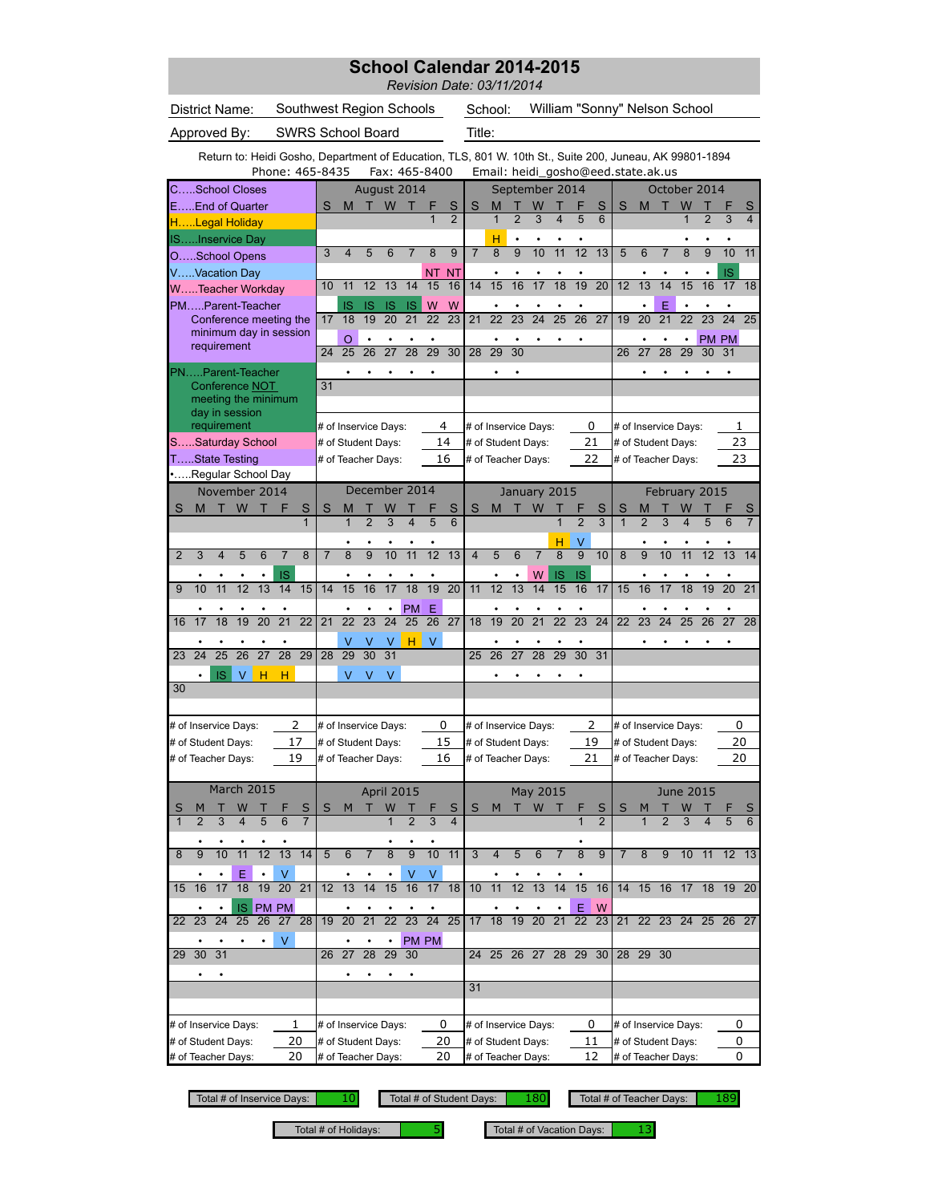# School Calendar 2014-2015

*Revision Date: 03/11/2014*

| | | | |
|---|---|---|---|
| District Name: | Southwest Region Schools | School: | William "Sonny" Nelson School |
| Approved By: | SWRS School Board | Title: | |

Return to: Heidi Gosho, Department of Education, TLS, 801 W. 10th St., Suite 200, Juneau, AK 99801-1894
Phone: 465-8435 Fax: 465-8400 Email: heidi_gosho@eed.state.ak.us

## Legend

- C…..School Closes
- E…..End of Quarter
- H…..Legal Holiday
- IS…..Inservice Day
- O…..School Opens
- V…..Vacation Day
- W…..Teacher Workday
- PM…..Parent-Teacher Conference meeting the minimum day in session requirement
- PN…..Parent-Teacher Conference NOT meeting the minimum day in session requirement
- S…..Saturday School
- T…..State Testing
- •…..Regular School Day

## August 2014

| S | M | T | W | T | F | S |
|---|---|---|---|---|---|---|
| | | | | | 1 | 2 |
| 3 | 4 | 5 | 6 | 7 | 8 NT | 9 NT |
| 10 | 11 IS | 12 IS | 13 IS | 14 IS | 15 W | 16 W |
| 17 | 18 O | 19 • | 20 • | 21 • | 22 • | 23 |
| 24 | 25 • | 26 • | 27 • | 28 • | 29 • | 30 |
| 31 | | | | | | |

# of Inservice Days: 4; # of Student Days: 14; # of Teacher Days: 16

## September 2014

| S | M | T | W | T | F | S |
|---|---|---|---|---|---|---|
| | 1 H | 2 • | 3 • | 4 • | 5 • | 6 |
| 7 | 8 • | 9 • | 10 • | 11 • | 12 • | 13 |
| 14 | 15 • | 16 • | 17 • | 18 • | 19 • | 20 |
| 21 | 22 • | 23 • | 24 • | 25 • | 26 • | 27 |
| 28 | 29 • | 30 • | | | | |

# of Inservice Days: 0; # of Student Days: 21; # of Teacher Days: 22

## October 2014

| S | M | T | W | T | F | S |
|---|---|---|---|---|---|---|
| | | | 1 • | 2 • | 3 • | 4 |
| 5 | 6 • | 7 • | 8 • | 9 • | 10 IS | 11 |
| 12 | 13 • | 14 E | 15 • | 16 • | 17 • | 18 |
| 19 | 20 • | 21 • | 22 • | 23 PM | 24 PM | 25 |
| 26 | 27 • | 28 • | 29 • | 30 • | 31 • | |

# of Inservice Days: 1; # of Student Days: 23; # of Teacher Days: 23

## November 2014

| S | M | T | W | T | F | S |
|---|---|---|---|---|---|---|
| | | | | | | 1 |
| 2 | 3 • | 4 • | 5 • | 6 • | 7 IS | 8 |
| 9 | 10 • | 11 • | 12 • | 13 • | 14 • | 15 |
| 16 | 17 • | 18 • | 19 • | 20 • | 21 • | 22 |
| 23 | 24 • | 25 IS | 26 V | 27 H | 28 H | 29 |
| 30 | | | | | | |

# of Inservice Days: 2; # of Student Days: 17; # of Teacher Days: 19

## December 2014

| S | M | T | W | T | F | S |
|---|---|---|---|---|---|---|
| | 1 • | 2 • | 3 • | 4 • | 5 • | 6 |
| 7 | 8 • | 9 • | 10 • | 11 • | 12 • | 13 |
| 14 | 15 • | 16 • | 17 • | 18 PM | 19 E | 20 |
| 21 | 22 V | 23 V | 24 V | 25 H | 26 V | 27 |
| 28 | 29 V | 30 V | 31 V | | | |

# of Inservice Days: 0; # of Student Days: 15; # of Teacher Days: 16

## January 2015

| S | M | T | W | T | F | S |
|---|---|---|---|---|---|---|
| | | | | 1 H | 2 V | 3 |
| 4 | 5 • | 6 • | 7 W | 8 IS | 9 IS | 10 |
| 11 | 12 • | 13 • | 14 • | 15 • | 16 • | 17 |
| 18 | 19 • | 20 • | 21 • | 22 • | 23 • | 24 |
| 25 | 26 • | 27 • | 28 • | 29 • | 30 • | 31 |

# of Inservice Days: 2; # of Student Days: 19; # of Teacher Days: 21

## February 2015

| S | M | T | W | T | F | S |
|---|---|---|---|---|---|---|
| 1 | 2 • | 3 • | 4 • | 5 • | 6 • | 7 |
| 8 | 9 • | 10 • | 11 • | 12 • | 13 • | 14 |
| 15 | 16 • | 17 • | 18 • | 19 • | 20 • | 21 |
| 22 | 23 • | 24 • | 25 • | 26 • | 27 • | 28 |

# of Inservice Days: 0; # of Student Days: 20; # of Teacher Days: 20

## March 2015

| S | M | T | W | T | F | S |
|---|---|---|---|---|---|---|
| 1 | 2 • | 3 • | 4 • | 5 • | 6 • | 7 |
| 8 | 9 • | 10 • | 11 E | 12 • | 13 V | 14 |
| 15 | 16 • | 17 • | 18 IS | 19 PM | 20 PM | 21 |
| 22 | 23 • | 24 • | 25 • | 26 • | 27 V | 28 |
| 29 | 30 • | 31 • | | | | |

# of Inservice Days: 1; # of Student Days: 20; # of Teacher Days: 20

## April 2015

| S | M | T | W | T | F | S |
|---|---|---|---|---|---|---|
| | | | 1 • | 2 • | 3 • | 4 |
| 5 | 6 • | 7 • | 8 • | 9 V | 10 V | 11 |
| 12 | 13 • | 14 • | 15 • | 16 • | 17 • | 18 |
| 19 | 20 • | 21 • | 22 • | 23 PM | 24 PM | 25 |
| 26 | 27 • | 28 • | 29 • | 30 • | | |

# of Inservice Days: 0; # of Student Days: 20; # of Teacher Days: 20

## May 2015

| S | M | T | W | T | F | S |
|---|---|---|---|---|---|---|
| | | | | | 1 • | 2 |
| 3 | 4 • | 5 • | 6 • | 7 • | 8 • | 9 |
| 10 | 11 • | 12 • | 13 • | 14 • | 15 E | 16 W |
| 17 | 18 | 19 | 20 | 21 | 22 | 23 |
| 24 | 25 | 26 | 27 | 28 | 29 | 30 |
| 31 | | | | | | |

# of Inservice Days: 0; # of Student Days: 11; # of Teacher Days: 12

## June 2015

| S | M | T | W | T | F | S |
|---|---|---|---|---|---|---|
| | 1 | 2 | 3 | 4 | 5 | 6 |
| 7 | 8 | 9 | 10 | 11 | 12 | 13 |
| 14 | 15 | 16 | 17 | 18 | 19 | 20 |
| 21 | 22 | 23 | 24 | 25 | 26 | 27 |
| 28 | 29 | 30 | | | | |

# of Inservice Days: 0; # of Student Days: 0; # of Teacher Days: 0

## Totals

| Total # of Inservice Days: | 10 |
|---|---|
| Total # of Student Days: | 180 |
| Total # of Teacher Days: | 189 |
| Total # of Holidays: | 5 |
| Total # of Vacation Days: | 13 |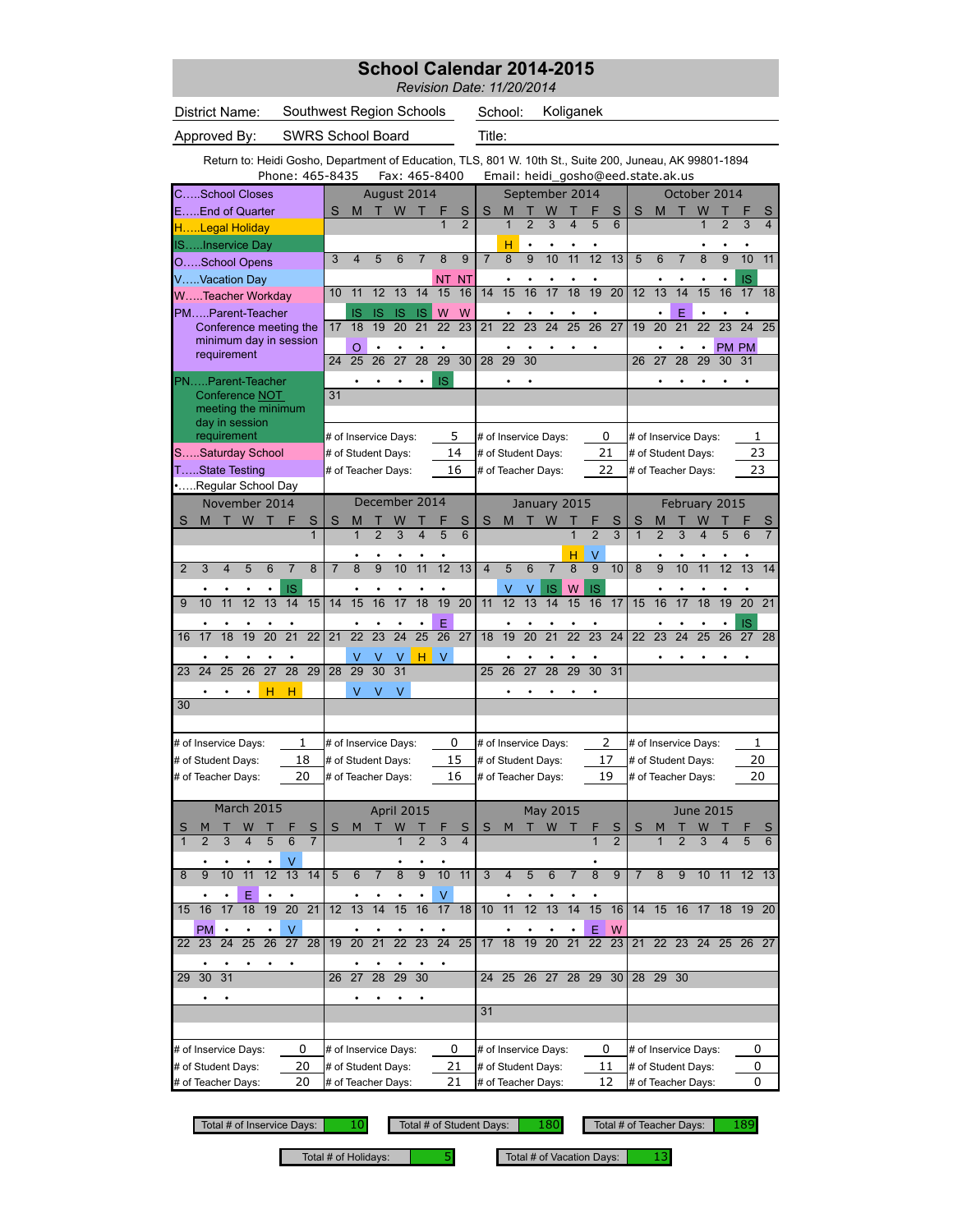# School Calendar 2014-2015

*Revision Date: 11/20/2014*

District Name: Southwest Region Schools　　School: Koliganek

Approved By: SWRS School Board　　Title:

Return to: Heidi Gosho, Department of Education, TLS, 801 W. 10th St., Suite 200, Juneau, AK 99801-1894
Phone: 465-8435　Fax: 465-8400　Email: heidi_gosho@eed.state.ak.us

**Legend**

- C.....School Closes
- E.....End of Quarter
- H.....Legal Holiday
- IS.....Inservice Day
- O.....School Opens
- V.....Vacation Day
- W.....Teacher Workday
- PM.....Parent-Teacher Conference meeting the minimum day in session requirement
- PN.....Parent-Teacher Conference NOT meeting the minimum day in session requirement
- S.....Saturday School
- T.....State Testing
- •.....Regular School Day

### August 2014

| S | M | T | W | T | F | S |
|---|---|---|---|---|---|---|
| | | | | | 1 | 2 |
| 3 | 4 | 5 | 6 | 7 | 8 NT | 9 NT |
| 10 | 11 IS | 12 IS | 13 IS | 14 IS | 15 W | 16 W |
| 17 | 18 O | 19 • | 20 • | 21 • | 22 • | 23 |
| 24 | 25 • | 26 • | 27 • | 28 • | 29 IS | 30 |
| 31 | | | | | | |

# of Inservice Days: 5 · # of Student Days: 14 · # of Teacher Days: 16

### September 2014

| S | M | T | W | T | F | S |
|---|---|---|---|---|---|---|
| | 1 H | 2 • | 3 • | 4 • | 5 • | 6 |
| 7 | 8 • | 9 • | 10 • | 11 • | 12 • | 13 |
| 14 | 15 • | 16 • | 17 • | 18 • | 19 • | 20 |
| 21 | 22 • | 23 • | 24 • | 25 • | 26 • | 27 |
| 28 | 29 • | 30 • | | | | |

# of Inservice Days: 0 · # of Student Days: 21 · # of Teacher Days: 22

### October 2014

| S | M | T | W | T | F | S |
|---|---|---|---|---|---|---|
| | | | 1 • | 2 • | 3 • | 4 |
| 5 | 6 • | 7 • | 8 • | 9 • | 10 IS | 11 |
| 12 | 13 • | 14 E | 15 • | 16 • | 17 • | 18 |
| 19 | 20 • | 21 • | 22 • | 23 PM | 24 PM | 25 |
| 26 | 27 • | 28 • | 29 • | 30 • | 31 • | |

# of Inservice Days: 1 · # of Student Days: 23 · # of Teacher Days: 23

### November 2014

| S | M | T | W | T | F | S |
|---|---|---|---|---|---|---|
| | | | | | | 1 |
| 2 | 3 • | 4 • | 5 • | 6 • | 7 IS | 8 |
| 9 | 10 • | 11 • | 12 • | 13 • | 14 • | 15 |
| 16 | 17 • | 18 • | 19 • | 20 • | 21 • | 22 |
| 23 | 24 • | 25 • | 26 • | 27 H | 28 H | 29 |
| 30 | | | | | | |

# of Inservice Days: 1 · # of Student Days: 18 · # of Teacher Days: 20

### December 2014

| S | M | T | W | T | F | S |
|---|---|---|---|---|---|---|
| | 1 • | 2 • | 3 • | 4 • | 5 • | 6 |
| 7 | 8 • | 9 • | 10 • | 11 • | 12 • | 13 |
| 14 | 15 • | 16 • | 17 • | 18 • | 19 E | 20 |
| 21 | 22 V | 23 V | 24 V | 25 H | 26 V | 27 |
| 28 | 29 V | 30 V | 31 V | | | |

# of Inservice Days: 0 · # of Student Days: 15 · # of Teacher Days: 16

### January 2015

| S | M | T | W | T | F | S |
|---|---|---|---|---|---|---|
| | | | | 1 H | 2 V | 3 |
| 4 | 5 V | 6 V | 7 IS | 8 W | 9 IS | 10 |
| 11 | 12 • | 13 • | 14 • | 15 • | 16 • | 17 |
| 18 | 19 • | 20 • | 21 • | 22 • | 23 • | 24 |
| 25 | 26 • | 27 • | 28 • | 29 • | 30 • | 31 |

# of Inservice Days: 2 · # of Student Days: 17 · # of Teacher Days: 19

### February 2015

| S | M | T | W | T | F | S |
|---|---|---|---|---|---|---|
| 1 | 2 • | 3 • | 4 • | 5 • | 6 • | 7 |
| 8 | 9 • | 10 • | 11 • | 12 • | 13 • | 14 |
| 15 | 16 • | 17 • | 18 • | 19 • | 20 IS | 21 |
| 22 | 23 • | 24 • | 25 • | 26 • | 27 • | 28 |

# of Inservice Days: 1 · # of Student Days: 20 · # of Teacher Days: 20

### March 2015

| S | M | T | W | T | F | S |
|---|---|---|---|---|---|---|
| 1 | 2 • | 3 • | 4 • | 5 • | 6 V | 7 |
| 8 | 9 • | 10 • | 11 E | 12 • | 13 • | 14 |
| 15 | 16 PM | 17 • | 18 • | 19 • | 20 V | 21 |
| 22 | 23 • | 24 • | 25 • | 26 • | 27 • | 28 |
| 29 | 30 • | 31 • | | | | |

# of Inservice Days: 0 · # of Student Days: 20 · # of Teacher Days: 20

### April 2015

| S | M | T | W | T | F | S |
|---|---|---|---|---|---|---|
| | | | 1 • | 2 • | 3 • | 4 |
| 5 | 6 • | 7 • | 8 • | 9 • | 10 V | 11 |
| 12 | 13 • | 14 • | 15 • | 16 • | 17 • | 18 |
| 19 | 20 • | 21 • | 22 • | 23 • | 24 • | 25 |
| 26 | 27 • | 28 • | 29 • | 30 • | | |

# of Inservice Days: 0 · # of Student Days: 21 · # of Teacher Days: 21

### May 2015

| S | M | T | W | T | F | S |
|---|---|---|---|---|---|---|
| | | | | | 1 • | 2 |
| 3 | 4 • | 5 • | 6 • | 7 • | 8 • | 9 |
| 10 | 11 • | 12 • | 13 • | 14 • | 15 E | 16 W |
| 17 | 18 | 19 | 20 | 21 | 22 | 23 |
| 24 | 25 | 26 | 27 | 28 | 29 | 30 |
| 31 | | | | | | |

# of Inservice Days: 0 · # of Student Days: 11 · # of Teacher Days: 12

### June 2015

| S | M | T | W | T | F | S |
|---|---|---|---|---|---|---|
| | 1 | 2 | 3 | 4 | 5 | 6 |
| 7 | 8 | 9 | 10 | 11 | 12 | 13 |
| 14 | 15 | 16 | 17 | 18 | 19 | 20 |
| 21 | 22 | 23 | 24 | 25 | 26 | 27 |
| 28 | 29 | 30 | | | | |

# of Inservice Days: 0 · # of Student Days: 0 · # of Teacher Days: 0

| Total # of Inservice Days | Total # of Student Days | Total # of Teacher Days | Total # of Holidays | Total # of Vacation Days |
|---|---|---|---|---|
| 10 | 180 | 189 | 5 | 13 |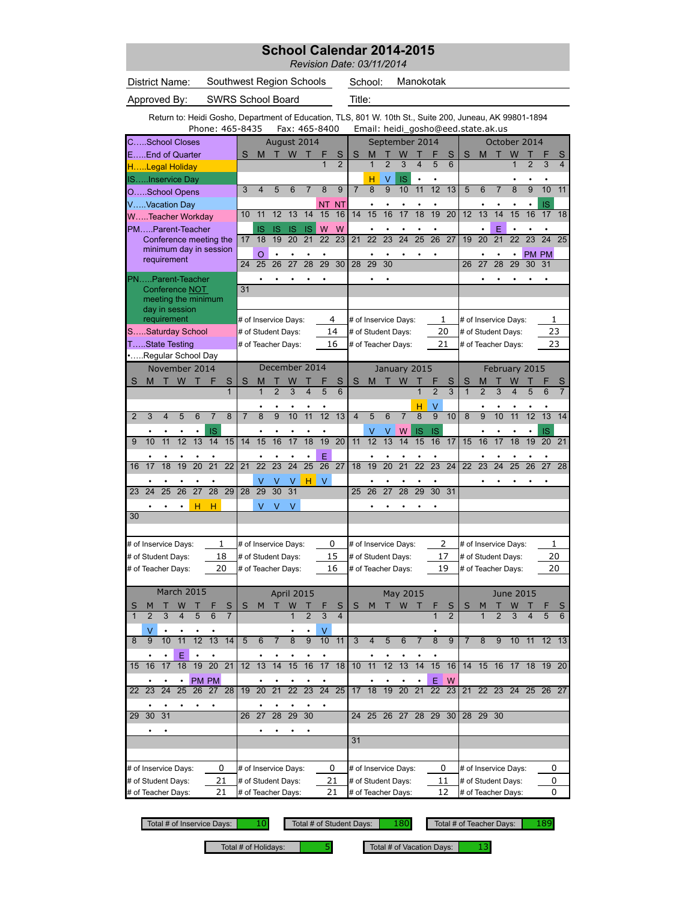# School Calendar 2014-2015

*Revision Date: 03/11/2014*

District Name: Southwest Region Schools — School: Manokotak

Approved By: SWRS School Board — Title:

Return to: Heidi Gosho, Department of Education, TLS, 801 W. 10th St., Suite 200, Juneau, AK 99801-1894
Phone: 465-8435 Fax: 465-8400 Email: heidi_gosho@eed.state.ak.us

**Legend**

- C.....School Closes
- E.....End of Quarter
- H.....Legal Holiday
- IS.....Inservice Day
- O.....School Opens
- V.....Vacation Day
- W.....Teacher Workday
- PM.....Parent-Teacher Conference meeting the minimum day in session requirement
- PN.....Parent-Teacher Conference NOT meeting the minimum day in session requirement
- S.....Saturday School
- T.....State Testing
- •.....Regular School Day

## August 2014

| S | M | T | W | T | F | S |
|---|---|---|---|---|---|---|
| | | | | | 1 | 2 |
| 3 | 4 | 5 | 6 | 7 | 8 NT | 9 NT |
| 10 | 11 IS | 12 IS | 13 IS | 14 IS | 15 W | 16 W |
| 17 | 18 O | 19 • | 20 • | 21 • | 22 • | 23 |
| 24 | 25 • | 26 • | 27 • | 28 • | 29 • | 30 |
| 31 | | | | | | |

# of Inservice Days: 4 — # of Student Days: 14 — # of Teacher Days: 16

## September 2014

| S | M | T | W | T | F | S |
|---|---|---|---|---|---|---|
| | 1 H | 2 V | 3 IS | 4 • | 5 • | 6 |
| 7 | 8 • | 9 • | 10 • | 11 • | 12 • | 13 |
| 14 | 15 • | 16 • | 17 • | 18 • | 19 • | 20 |
| 21 | 22 • | 23 • | 24 • | 25 • | 26 • | 27 |
| 28 | 29 • | 30 • | | | | |

# of Inservice Days: 1 — # of Student Days: 20 — # of Teacher Days: 21

## October 2014

| S | M | T | W | T | F | S |
|---|---|---|---|---|---|---|
| | | | 1 • | 2 • | 3 • | 4 |
| 5 | 6 • | 7 • | 8 • | 9 • | 10 IS | 11 |
| 12 | 13 • | 14 E | 15 • | 16 • | 17 • | 18 |
| 19 | 20 • | 21 • | 22 • | 23 PM | 24 PM | 25 |
| 26 | 27 • | 28 • | 29 • | 30 • | 31 • | |

# of Inservice Days: 1 — # of Student Days: 23 — # of Teacher Days: 23

## November 2014

| S | M | T | W | T | F | S |
|---|---|---|---|---|---|---|
| | | | | | | 1 |
| 2 | 3 • | 4 • | 5 • | 6 • | 7 IS | 8 |
| 9 | 10 • | 11 • | 12 • | 13 • | 14 • | 15 |
| 16 | 17 • | 18 • | 19 • | 20 • | 21 • | 22 |
| 23 | 24 • | 25 • | 26 • | 27 H | 28 H | 29 |
| 30 | | | | | | |

# of Inservice Days: 1 — # of Student Days: 18 — # of Teacher Days: 20

## December 2014

| S | M | T | W | T | F | S |
|---|---|---|---|---|---|---|
| | 1 • | 2 • | 3 • | 4 • | 5 • | 6 |
| 7 | 8 • | 9 • | 10 • | 11 • | 12 • | 13 |
| 14 | 15 • | 16 • | 17 • | 18 • | 19 E | 20 |
| 21 | 22 V | 23 V | 24 V | 25 H | 26 V | 27 |
| 28 | 29 V | 30 V | 31 V | | | |

# of Inservice Days: 0 — # of Student Days: 15 — # of Teacher Days: 16

## January 2015

| S | M | T | W | T | F | S |
|---|---|---|---|---|---|---|
| | | | | 1 H | 2 V | 3 |
| 4 | 5 V | 6 V | 7 W | 8 IS | 9 IS | 10 |
| 11 | 12 • | 13 • | 14 • | 15 • | 16 • | 17 |
| 18 | 19 • | 20 • | 21 • | 22 • | 23 • | 24 |
| 25 | 26 • | 27 • | 28 • | 29 • | 30 • | 31 |

# of Inservice Days: 2 — # of Student Days: 17 — # of Teacher Days: 19

## February 2015

| S | M | T | W | T | F | S |
|---|---|---|---|---|---|---|
| 1 | 2 • | 3 • | 4 • | 5 • | 6 • | 7 |
| 8 | 9 • | 10 • | 11 • | 12 • | 13 IS | 14 |
| 15 | 16 • | 17 • | 18 • | 19 • | 20 • | 21 |
| 22 | 23 • | 24 • | 25 • | 26 • | 27 • | 28 |

# of Inservice Days: 1 — # of Student Days: 20 — # of Teacher Days: 20

## March 2015

| S | M | T | W | T | F | S |
|---|---|---|---|---|---|---|
| 1 | 2 V | 3 • | 4 • | 5 • | 6 • | 7 |
| 8 | 9 • | 10 • | 11 E | 12 • | 13 • | 14 |
| 15 | 16 • | 17 • | 18 • | 19 PM | 20 PM | 21 |
| 22 | 23 • | 24 • | 25 • | 26 • | 27 • | 28 |
| 29 | 30 • | 31 • | | | | |

# of Inservice Days: 0 — # of Student Days: 21 — # of Teacher Days: 21

## April 2015

| S | M | T | W | T | F | S |
|---|---|---|---|---|---|---|
| | | | 1 • | 2 • | 3 V | 4 |
| 5 | 6 • | 7 • | 8 • | 9 • | 10 • | 11 |
| 12 | 13 • | 14 • | 15 • | 16 • | 17 • | 18 |
| 19 | 20 • | 21 • | 22 • | 23 • | 24 • | 25 |
| 26 | 27 • | 28 • | 29 • | 30 • | | |

# of Inservice Days: 0 — # of Student Days: 21 — # of Teacher Days: 21

## May 2015

| S | M | T | W | T | F | S |
|---|---|---|---|---|---|---|
| | | | | | 1 • | 2 |
| 3 | 4 • | 5 • | 6 • | 7 • | 8 • | 9 |
| 10 | 11 • | 12 • | 13 • | 14 • | 15 E | 16 W |
| 17 | 18 | 19 | 20 | 21 | 22 | 23 |
| 24 | 25 | 26 | 27 | 28 | 29 | 30 |
| 31 | | | | | | |

# of Inservice Days: 0 — # of Student Days: 11 — # of Teacher Days: 12

## June 2015

| S | M | T | W | T | F | S |
|---|---|---|---|---|---|---|
| | 1 | 2 | 3 | 4 | 5 | 6 |
| 7 | 8 | 9 | 10 | 11 | 12 | 13 |
| 14 | 15 | 16 | 17 | 18 | 19 | 20 |
| 21 | 22 | 23 | 24 | 25 | 26 | 27 |
| 28 | 29 | 30 | | | | |

# of Inservice Days: 0 — # of Student Days: 0 — # of Teacher Days: 0

## Totals

| Total # of Inservice Days | Total # of Student Days | Total # of Teacher Days | Total # of Holidays | Total # of Vacation Days |
|---|---|---|---|---|
| 10 | 180 | 189 | 5 | 13 |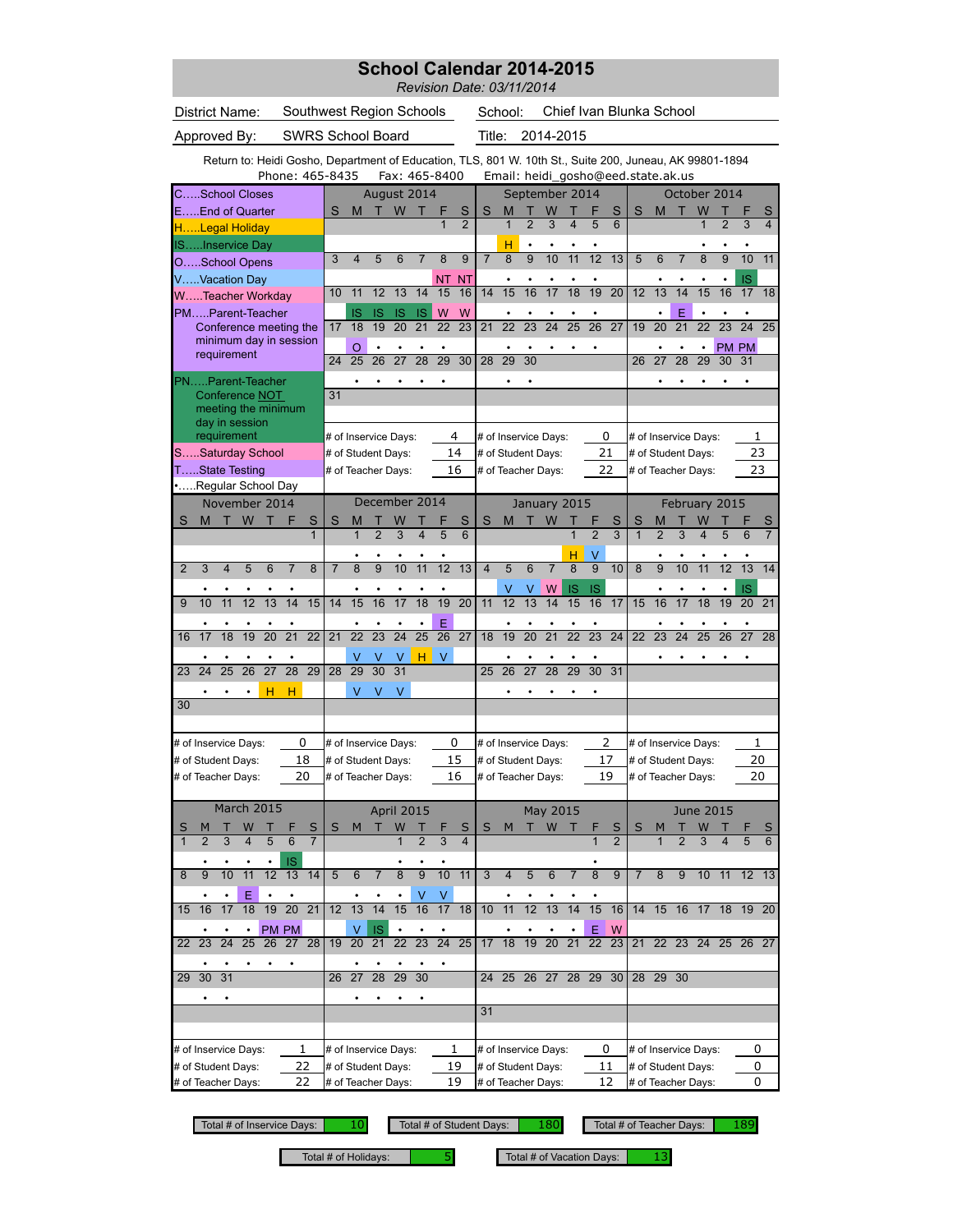# School Calendar 2014-2015

*Revision Date: 03/11/2014*

District Name: Southwest Region Schools — School: Chief Ivan Blunka School

Approved By: SWRS School Board — Title: 2014-2015

Return to: Heidi Gosho, Department of Education, TLS, 801 W. 10th St., Suite 200, Juneau, AK 99801-1894
Phone: 465-8435 Fax: 465-8400 Email: heidi_gosho@eed.state.ak.us

**Legend**

- C.....School Closes
- E.....End of Quarter
- H.....Legal Holiday
- IS.....Inservice Day
- O.....School Opens
- V.....Vacation Day
- W.....Teacher Workday
- PM.....Parent-Teacher Conference meeting the minimum day in session requirement
- PN.....Parent-Teacher Conference NOT meeting the minimum day in session requirement
- S.....Saturday School
- T.....State Testing
- •.....Regular School Day

## August 2014

| S | M | T | W | T | F | S |
|---|---|---|---|---|---|---|
| | | | | | 1 | 2 |
| 3 | 4 | 5 | 6 | 7 | 8 NT | 9 NT |
| 10 | 11 IS | 12 IS | 13 IS | 14 IS | 15 W | 16 W |
| 17 | 18 O | 19 • | 20 • | 21 • | 22 • | 23 |
| 24 | 25 • | 26 • | 27 • | 28 • | 29 • | 30 |
| 31 | | | | | | |

# of Inservice Days: 4 — # of Student Days: 14 — # of Teacher Days: 16

## September 2014

| S | M | T | W | T | F | S |
|---|---|---|---|---|---|---|
| | 1 H | 2 • | 3 • | 4 • | 5 • | 6 |
| 7 | 8 • | 9 • | 10 • | 11 • | 12 • | 13 |
| 14 | 15 • | 16 • | 17 • | 18 • | 19 • | 20 |
| 21 | 22 • | 23 • | 24 • | 25 • | 26 • | 27 |
| 28 | 29 • | 30 • | | | | |

# of Inservice Days: 0 — # of Student Days: 21 — # of Teacher Days: 22

## October 2014

| S | M | T | W | T | F | S |
|---|---|---|---|---|---|---|
| | | | 1 • | 2 • | 3 • | 4 |
| 5 | 6 • | 7 • | 8 • | 9 • | 10 IS | 11 |
| 12 | 13 • | 14 E | 15 • | 16 • | 17 • | 18 |
| 19 | 20 • | 21 • | 22 • | 23 PM | 24 PM | 25 |
| 26 | 27 • | 28 • | 29 • | 30 • | 31 • | |

# of Inservice Days: 1 — # of Student Days: 23 — # of Teacher Days: 23

## November 2014

| S | M | T | W | T | F | S |
|---|---|---|---|---|---|---|
| | | | | | | 1 |
| 2 | 3 • | 4 • | 5 • | 6 • | 7 • | 8 |
| 9 | 10 • | 11 • | 12 • | 13 • | 14 • | 15 |
| 16 | 17 • | 18 • | 19 • | 20 • | 21 • | 22 |
| 23 | 24 • | 25 • | 26 • | 27 H | 28 H | 29 |
| 30 | | | | | | |

# of Inservice Days: 0 — # of Student Days: 18 — # of Teacher Days: 20

## December 2014

| S | M | T | W | T | F | S |
|---|---|---|---|---|---|---|
| | 1 • | 2 • | 3 • | 4 • | 5 • | 6 |
| 7 | 8 • | 9 • | 10 • | 11 • | 12 • | 13 |
| 14 | 15 • | 16 • | 17 • | 18 • | 19 E | 20 |
| 21 | 22 V | 23 V | 24 V | 25 H | 26 V | 27 |
| 28 | 29 V | 30 V | 31 V | | | |

# of Inservice Days: 0 — # of Student Days: 15 — # of Teacher Days: 16

## January 2015

| S | M | T | W | T | F | S |
|---|---|---|---|---|---|---|
| | | | | 1 H | 2 V | 3 |
| 4 | 5 V | 6 V | 7 W | 8 IS | 9 IS | 10 |
| 11 | 12 • | 13 • | 14 • | 15 • | 16 • | 17 |
| 18 | 19 • | 20 • | 21 • | 22 • | 23 • | 24 |
| 25 | 26 • | 27 • | 28 • | 29 • | 30 • | 31 |

# of Inservice Days: 2 — # of Student Days: 17 — # of Teacher Days: 19

## February 2015

| S | M | T | W | T | F | S |
|---|---|---|---|---|---|---|
| 1 | 2 • | 3 • | 4 • | 5 • | 6 • | 7 |
| 8 | 9 • | 10 • | 11 • | 12 • | 13 IS | 14 |
| 15 | 16 • | 17 • | 18 • | 19 • | 20 • | 21 |
| 22 | 23 • | 24 • | 25 • | 26 • | 27 • | 28 |

# of Inservice Days: 1 — # of Student Days: 20 — # of Teacher Days: 20

## March 2015

| S | M | T | W | T | F | S |
|---|---|---|---|---|---|---|
| 1 | 2 • | 3 • | 4 • | 5 • | 6 IS | 7 |
| 8 | 9 • | 10 • | 11 E | 12 • | 13 • | 14 |
| 15 | 16 • | 17 • | 18 • | 19 PM | 20 PM | 21 |
| 22 | 23 • | 24 • | 25 • | 26 • | 27 • | 28 |
| 29 | 30 • | 31 • | | | | |

# of Inservice Days: 1 — # of Student Days: 22 — # of Teacher Days: 22

## April 2015

| S | M | T | W | T | F | S |
|---|---|---|---|---|---|---|
| | | | 1 • | 2 • | 3 • | 4 |
| 5 | 6 • | 7 • | 8 • | 9 V | 10 V | 11 |
| 12 | 13 V | 14 IS | 15 • | 16 • | 17 • | 18 |
| 19 | 20 • | 21 • | 22 • | 23 • | 24 • | 25 |
| 26 | 27 • | 28 • | 29 • | 30 • | | |

# of Inservice Days: 1 — # of Student Days: 19 — # of Teacher Days: 19

## May 2015

| S | M | T | W | T | F | S |
|---|---|---|---|---|---|---|
| | | | | | 1 • | 2 |
| 3 | 4 • | 5 • | 6 • | 7 • | 8 • | 9 |
| 10 | 11 • | 12 • | 13 • | 14 • | 15 E | 16 W |
| 17 | 18 | 19 | 20 | 21 | 22 | 23 |
| 24 | 25 | 26 | 27 | 28 | 29 | 30 |
| 31 | | | | | | |

# of Inservice Days: 0 — # of Student Days: 11 — # of Teacher Days: 12

## June 2015

| S | M | T | W | T | F | S |
|---|---|---|---|---|---|---|
| | 1 | 2 | 3 | 4 | 5 | 6 |
| 7 | 8 | 9 | 10 | 11 | 12 | 13 |
| 14 | 15 | 16 | 17 | 18 | 19 | 20 |
| 21 | 22 | 23 | 24 | 25 | 26 | 27 |
| 28 | 29 | 30 | | | | |

# of Inservice Days: 0 — # of Student Days: 0 — # of Teacher Days: 0

## Totals

| Total # of Inservice Days | Total # of Student Days | Total # of Teacher Days | Total # of Holidays | Total # of Vacation Days |
|---|---|---|---|---|
| 10 | 180 | 189 | 5 | 13 |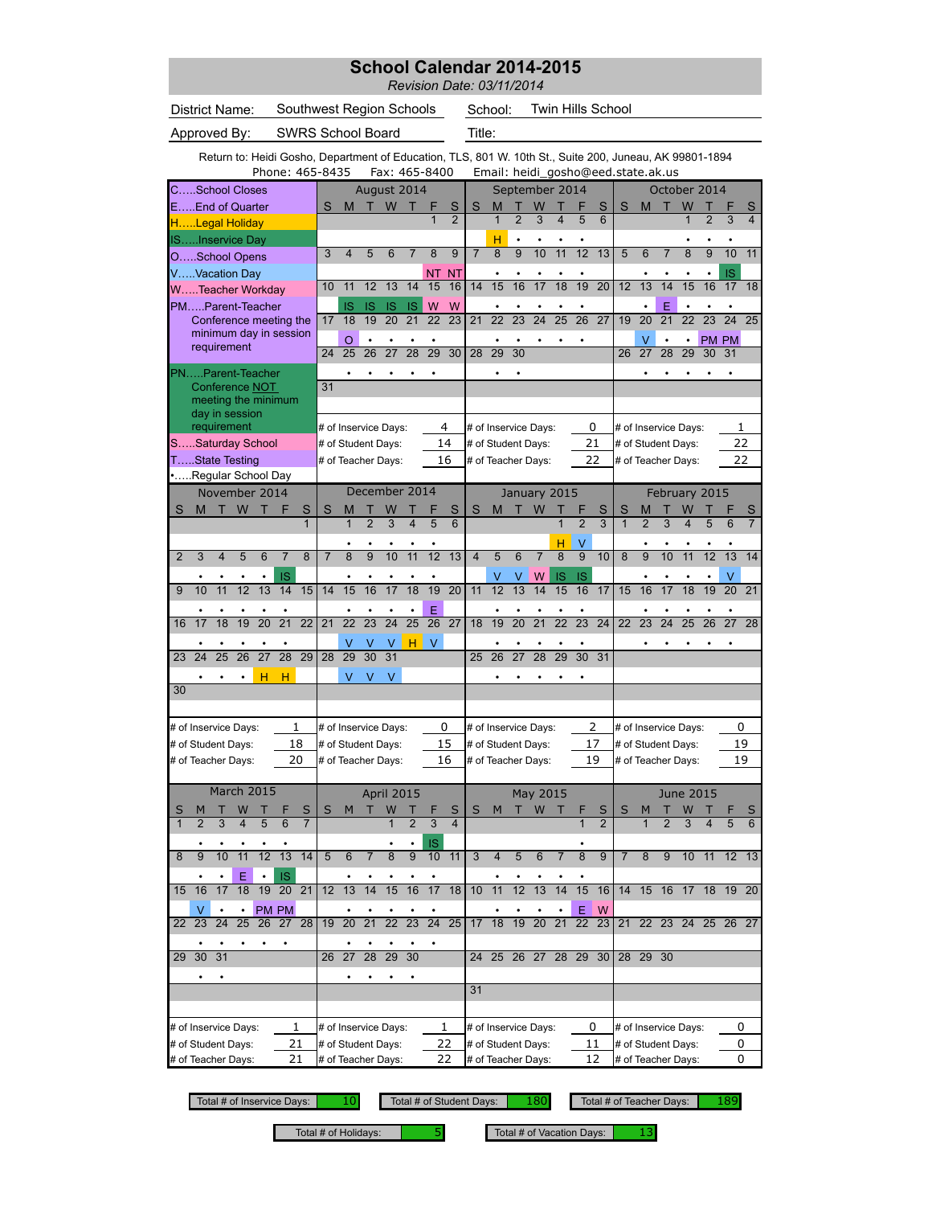# School Calendar 2014-2015

*Revision Date: 03/11/2014*

District Name: Southwest Region Schools | School: Twin Hills School

Approved By: SWRS School Board | Title:

Return to: Heidi Gosho, Department of Education, TLS, 801 W. 10th St., Suite 200, Juneau, AK 99801-1894
Phone: 465-8435 Fax: 465-8400 Email: heidi_gosho@eed.state.ak.us

**Legend**

- C…..School Closes
- E…..End of Quarter
- H…..Legal Holiday
- IS…..Inservice Day
- O…..School Opens
- V…..Vacation Day
- W…..Teacher Workday
- PM…..Parent-Teacher Conference meeting the minimum day in session requirement
- PN…..Parent-Teacher Conference NOT meeting the minimum day in session requirement
- S…..Saturday School
- T…..State Testing
- •…..Regular School Day

## August 2014

| S | M | T | W | T | F | S |
|---|---|---|---|---|---|---|
| | | | | | 1 | 2 |
| 3 | 4 | 5 | 6 | 7 | 8 NT | 9 NT |
| 10 | 11 IS | 12 IS | 13 IS | 14 IS | 15 W | 16 W |
| 17 | 18 O | 19 • | 20 • | 21 • | 22 • | 23 |
| 24 | 25 • | 26 • | 27 • | 28 • | 29 • | 30 |
| 31 | | | | | | |

# of Inservice Days: 4 | # of Student Days: 14 | # of Teacher Days: 16

## September 2014

| S | M | T | W | T | F | S |
|---|---|---|---|---|---|---|
| | 1 H | 2 • | 3 • | 4 • | 5 • | 6 |
| 7 | 8 • | 9 • | 10 • | 11 • | 12 • | 13 |
| 14 | 15 • | 16 • | 17 • | 18 • | 19 • | 20 |
| 21 | 22 • | 23 • | 24 • | 25 • | 26 • | 27 |
| 28 | 29 • | 30 • | | | | |

# of Inservice Days: 0 | # of Student Days: 21 | # of Teacher Days: 22

## October 2014

| S | M | T | W | T | F | S |
|---|---|---|---|---|---|---|
| | | | 1 • | 2 • | 3 • | 4 |
| 5 | 6 • | 7 • | 8 • | 9 • | 10 IS | 11 |
| 12 | 13 • | 14 E | 15 • | 16 • | 17 • | 18 |
| 19 | 20 V | 21 • | 22 • | 23 PM | 24 PM | 25 |
| 26 | 27 • | 28 • | 29 • | 30 • | 31 • | |

# of Inservice Days: 1 | # of Student Days: 22 | # of Teacher Days: 22

## November 2014

| S | M | T | W | T | F | S |
|---|---|---|---|---|---|---|
| | | | | | | 1 |
| 2 | 3 • | 4 • | 5 • | 6 • | 7 IS | 8 |
| 9 | 10 • | 11 • | 12 • | 13 • | 14 • | 15 |
| 16 | 17 • | 18 • | 19 • | 20 • | 21 • | 22 |
| 23 | 24 • | 25 • | 26 • | 27 H | 28 H | 29 |
| 30 | | | | | | |

# of Inservice Days: 1 | # of Student Days: 18 | # of Teacher Days: 20

## December 2014

| S | M | T | W | T | F | S |
|---|---|---|---|---|---|---|
| | 1 • | 2 • | 3 • | 4 • | 5 • | 6 |
| 7 | 8 • | 9 • | 10 • | 11 • | 12 • | 13 |
| 14 | 15 • | 16 • | 17 • | 18 • | 19 E | 20 |
| 21 | 22 V | 23 V | 24 V | 25 H | 26 V | 27 |
| 28 | 29 V | 30 V | 31 V | | | |

# of Inservice Days: 0 | # of Student Days: 15 | # of Teacher Days: 16

## January 2015

| S | M | T | W | T | F | S |
|---|---|---|---|---|---|---|
| | | | | 1 H | 2 V | 3 |
| 4 | 5 V | 6 V | 7 W | 8 IS | 9 IS | 10 |
| 11 | 12 • | 13 • | 14 • | 15 • | 16 • | 17 |
| 18 | 19 • | 20 • | 21 • | 22 • | 23 • | 24 |
| 25 | 26 • | 27 • | 28 • | 29 • | 30 • | 31 |

# of Inservice Days: 2 | # of Student Days: 17 | # of Teacher Days: 19

## February 2015

| S | M | T | W | T | F | S |
|---|---|---|---|---|---|---|
| 1 | 2 • | 3 • | 4 • | 5 • | 6 • | 7 |
| 8 | 9 • | 10 • | 11 • | 12 • | 13 V | 14 |
| 15 | 16 • | 17 • | 18 • | 19 • | 20 • | 21 |
| 22 | 23 • | 24 • | 25 • | 26 • | 27 • | 28 |

# of Inservice Days: 0 | # of Student Days: 19 | # of Teacher Days: 19

## March 2015

| S | M | T | W | T | F | S |
|---|---|---|---|---|---|---|
| 1 | 2 • | 3 • | 4 • | 5 • | 6 • | 7 |
| 8 | 9 • | 10 • | 11 E | 12 • | 13 IS | 14 |
| 15 | 16 V | 17 • | 18 • | 19 PM | 20 PM | 21 |
| 22 | 23 • | 24 • | 25 • | 26 • | 27 • | 28 |
| 29 | 30 • | 31 • | | | | |

# of Inservice Days: 1 | # of Student Days: 21 | # of Teacher Days: 21

## April 2015

| S | M | T | W | T | F | S |
|---|---|---|---|---|---|---|
| | | | 1 • | 2 • | 3 IS | 4 |
| 5 | 6 • | 7 • | 8 • | 9 • | 10 • | 11 |
| 12 | 13 • | 14 • | 15 • | 16 • | 17 • | 18 |
| 19 | 20 • | 21 • | 22 • | 23 • | 24 • | 25 |
| 26 | 27 • | 28 • | 29 • | 30 • | | |

# of Inservice Days: 1 | # of Student Days: 22 | # of Teacher Days: 22

## May 2015

| S | M | T | W | T | F | S |
|---|---|---|---|---|---|---|
| | | | | | 1 • | 2 |
| 3 | 4 • | 5 • | 6 • | 7 • | 8 • | 9 |
| 10 | 11 • | 12 • | 13 • | 14 • | 15 E | 16 W |
| 17 | 18 | 19 | 20 | 21 | 22 | 23 |
| 24 | 25 | 26 | 27 | 28 | 29 | 30 |
| 31 | | | | | | |

# of Inservice Days: 0 | # of Student Days: 11 | # of Teacher Days: 12

## June 2015

| S | M | T | W | T | F | S |
|---|---|---|---|---|---|---|
| | 1 | 2 | 3 | 4 | 5 | 6 |
| 7 | 8 | 9 | 10 | 11 | 12 | 13 |
| 14 | 15 | 16 | 17 | 18 | 19 | 20 |
| 21 | 22 | 23 | 24 | 25 | 26 | 27 |
| 28 | 29 | 30 | | | | |

# of Inservice Days: 0 | # of Student Days: 0 | # of Teacher Days: 0

## Totals

| Total # of Inservice Days | Total # of Student Days | Total # of Teacher Days | Total # of Holidays | Total # of Vacation Days |
|---|---|---|---|---|
| 10 | 180 | 189 | 5 | 13 |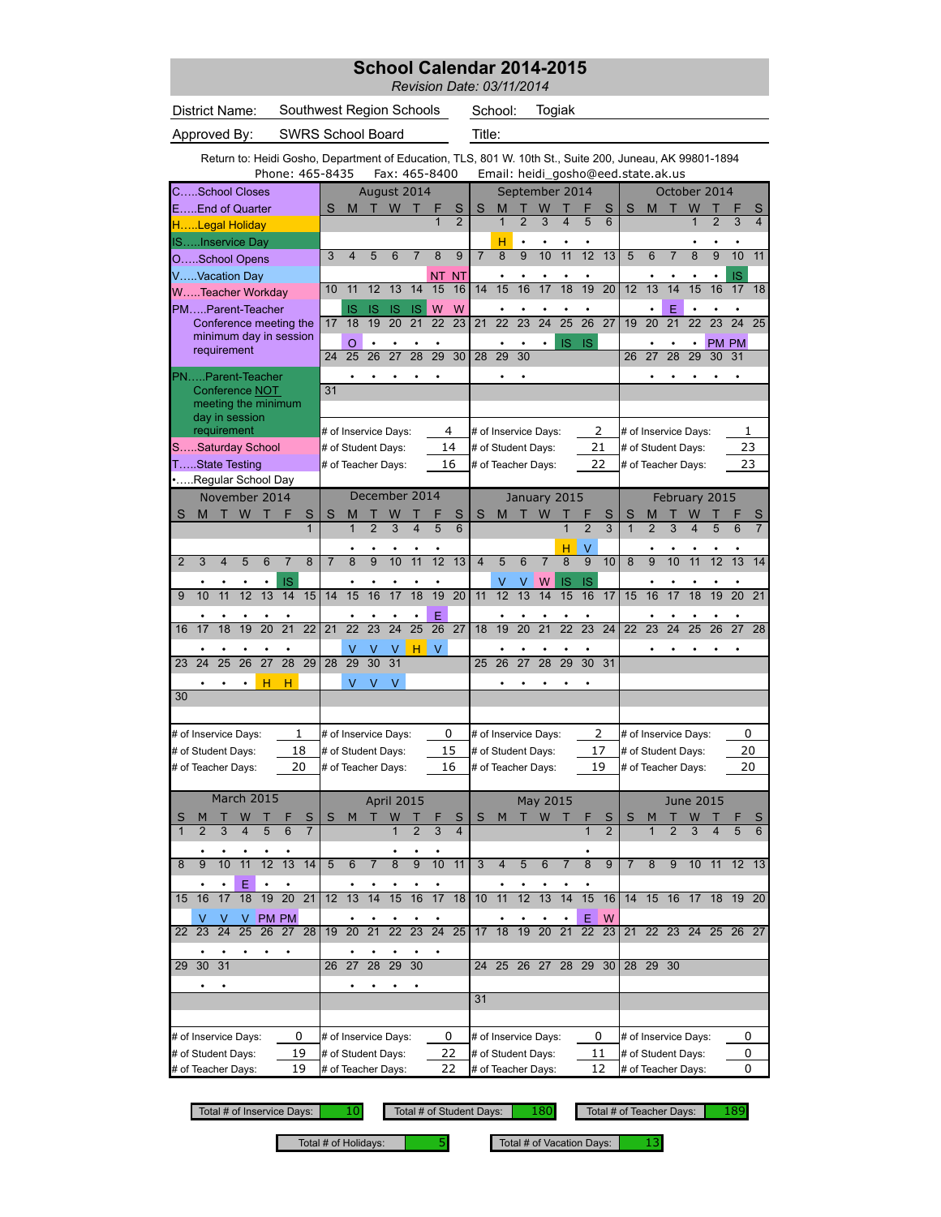# School Calendar 2014-2015

*Revision Date: 03/11/2014*

District Name: Southwest Region Schools  School: Togiak

Approved By: SWRS School Board  Title:

Return to: Heidi Gosho, Department of Education, TLS, 801 W. 10th St., Suite 200, Juneau, AK 99801-1894
Phone: 465-8435  Fax: 465-8400  Email: heidi_gosho@eed.state.ak.us

**Legend**

- C.....School Closes
- E.....End of Quarter
- H.....Legal Holiday
- IS.....Inservice Day
- O.....School Opens
- V.....Vacation Day
- W.....Teacher Workday
- PM.....Parent-Teacher Conference meeting the minimum day in session requirement
- PN.....Parent-Teacher Conference NOT meeting the minimum day in session requirement
- S.....Saturday School
- T.....State Testing
- •.....Regular School Day

## August 2014

| S | M | T | W | T | F | S |
|---|---|---|---|---|---|---|
| | | | | | 1 | 2 |
| 3 | 4 | 5 | 6 | 7 | 8 NT | 9 NT |
| 10 | 11 IS | 12 IS | 13 IS | 14 IS | 15 W | 16 W |
| 17 | 18 O | 19 • | 20 • | 21 • | 22 • | 23 |
| 24 | 25 • | 26 • | 27 • | 28 • | 29 • | 30 |
| 31 | | | | | | |

# of Inservice Days: 4
# of Student Days: 14
# of Teacher Days: 16

## September 2014

| S | M | T | W | T | F | S |
|---|---|---|---|---|---|---|
| | 1 H | 2 • | 3 • | 4 • | 5 • | 6 |
| 7 | 8 • | 9 • | 10 • | 11 • | 12 • | 13 |
| 14 | 15 • | 16 • | 17 • | 18 • | 19 • | 20 |
| 21 | 22 • | 23 • | 24 • | 25 IS | 26 IS | 27 |
| 28 | 29 • | 30 • | | | | |

# of Inservice Days: 2
# of Student Days: 21
# of Teacher Days: 22

## October 2014

| S | M | T | W | T | F | S |
|---|---|---|---|---|---|---|
| | | | 1 • | 2 • | 3 • | 4 |
| 5 | 6 • | 7 • | 8 • | 9 • | 10 IS | 11 |
| 12 | 13 • | 14 E | 15 • | 16 • | 17 • | 18 |
| 19 | 20 • | 21 • | 22 • | 23 PM | 24 PM | 25 |
| 26 | 27 • | 28 • | 29 • | 30 • | 31 • | |

# of Inservice Days: 1
# of Student Days: 23
# of Teacher Days: 23

## November 2014

| S | M | T | W | T | F | S |
|---|---|---|---|---|---|---|
| | | | | | | 1 |
| 2 | 3 • | 4 • | 5 • | 6 • | 7 IS | 8 |
| 9 | 10 • | 11 • | 12 • | 13 • | 14 • | 15 |
| 16 | 17 • | 18 • | 19 • | 20 • | 21 • | 22 |
| 23 | 24 • | 25 • | 26 • | 27 H | 28 H | 29 |
| 30 | | | | | | |

# of Inservice Days: 1
# of Student Days: 18
# of Teacher Days: 20

## December 2014

| S | M | T | W | T | F | S |
|---|---|---|---|---|---|---|
| | 1 • | 2 • | 3 • | 4 • | 5 • | 6 |
| 7 | 8 • | 9 • | 10 • | 11 • | 12 • | 13 |
| 14 | 15 • | 16 • | 17 • | 18 • | 19 E | 20 |
| 21 | 22 V | 23 V | 24 V | 25 H | 26 V | 27 |
| 28 | 29 V | 30 V | 31 V | | | |

# of Inservice Days: 0
# of Student Days: 15
# of Teacher Days: 16

## January 2015

| S | M | T | W | T | F | S |
|---|---|---|---|---|---|---|
| | | | | 1 H | 2 V | 3 |
| 4 | 5 V | 6 V | 7 W | 8 IS | 9 IS | 10 |
| 11 | 12 • | 13 • | 14 • | 15 • | 16 • | 17 |
| 18 | 19 • | 20 • | 21 • | 22 • | 23 • | 24 |
| 25 | 26 • | 27 • | 28 • | 29 • | 30 • | 31 |

# of Inservice Days: 2
# of Student Days: 17
# of Teacher Days: 19

## February 2015

| S | M | T | W | T | F | S |
|---|---|---|---|---|---|---|
| 1 | 2 • | 3 • | 4 • | 5 • | 6 • | 7 |
| 8 | 9 • | 10 • | 11 • | 12 • | 13 • | 14 |
| 15 | 16 • | 17 • | 18 • | 19 • | 20 • | 21 |
| 22 | 23 • | 24 • | 25 • | 26 • | 27 • | 28 |

# of Inservice Days: 0
# of Student Days: 20
# of Teacher Days: 20

## March 2015

| S | M | T | W | T | F | S |
|---|---|---|---|---|---|---|
| 1 | 2 • | 3 • | 4 • | 5 • | 6 • | 7 |
| 8 | 9 • | 10 • | 11 E | 12 • | 13 • | 14 |
| 15 | 16 V | 17 V | 18 V | 19 PM | 20 PM | 21 |
| 22 | 23 • | 24 • | 25 • | 26 • | 27 • | 28 |
| 29 | 30 • | 31 • | | | | |

# of Inservice Days: 0
# of Student Days: 19
# of Teacher Days: 19

## April 2015

| S | M | T | W | T | F | S |
|---|---|---|---|---|---|---|
| | | | 1 • | 2 • | 3 • | 4 |
| 5 | 6 • | 7 • | 8 • | 9 • | 10 • | 11 |
| 12 | 13 • | 14 • | 15 • | 16 • | 17 • | 18 |
| 19 | 20 • | 21 • | 22 • | 23 • | 24 • | 25 |
| 26 | 27 • | 28 • | 29 • | 30 • | | |

# of Inservice Days: 0
# of Student Days: 22
# of Teacher Days: 22

## May 2015

| S | M | T | W | T | F | S |
|---|---|---|---|---|---|---|
| | | | | | 1 • | 2 |
| 3 | 4 • | 5 • | 6 • | 7 • | 8 • | 9 |
| 10 | 11 • | 12 • | 13 • | 14 • | 15 E | 16 W |
| 17 | 18 | 19 | 20 | 21 | 22 | 23 |
| 24 | 25 | 26 | 27 | 28 | 29 | 30 |
| 31 | | | | | | |

# of Inservice Days: 0
# of Student Days: 11
# of Teacher Days: 12

## June 2015

| S | M | T | W | T | F | S |
|---|---|---|---|---|---|---|
| | 1 | 2 | 3 | 4 | 5 | 6 |
| 7 | 8 | 9 | 10 | 11 | 12 | 13 |
| 14 | 15 | 16 | 17 | 18 | 19 | 20 |
| 21 | 22 | 23 | 24 | 25 | 26 | 27 |
| 28 | 29 | 30 | | | | |

# of Inservice Days: 0
# of Student Days: 0
# of Teacher Days: 0

## Totals

| | |
|---|---|
| Total # of Inservice Days: | 10 |
| Total # of Student Days: | 180 |
| Total # of Teacher Days: | 189 |
| Total # of Holidays: | 5 |
| Total # of Vacation Days: | 13 |